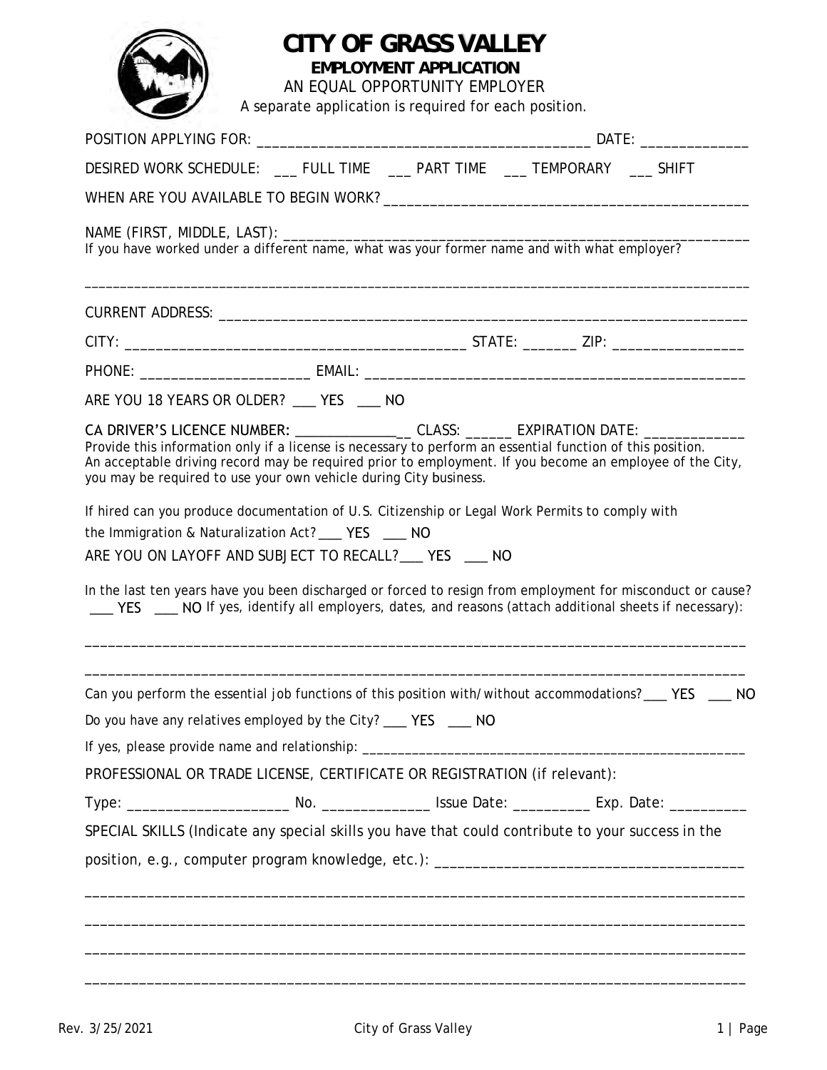# CITY OF GRASS VALLEY

**EMPLOYMENT APPLICATION**

AN EQUAL OPPORTUNITY EMPLOYER

A separate application is required for each position.

POSITION APPLYING FOR: ___________________________________________ DATE: ______________

DESIRED WORK SCHEDULE: ___ FULL TIME ___ PART TIME ___ TEMPORARY ___ SHIFT

WHEN ARE YOU AVAILABLE TO BEGIN WORK? ______________________________________________

NAME (FIRST, MIDDLE, LAST): ____________________________________________________________

If you have worked under a different name, what was your former name and with what employer?

_____________________________________________________________________________________

CURRENT ADDRESS: ______________________________________________________________________

CITY: ___________________________________________ STATE: _______ ZIP: ________________

PHONE: _____________________ EMAIL: _________________________________________________

ARE YOU 18 YEARS OR OLDER? ___ YES ___ NO

CA DRIVER'S LICENCE NUMBER: ________________ CLASS: ______ EXPIRATION DATE: _____________

Provide this information only if a license is necessary to perform an essential function of this position. An acceptable driving record may be required prior to employment. If you become an employee of the City, you may be required to use your own vehicle during City business.

If hired can you produce documentation of U.S. Citizenship or Legal Work Permits to comply with the Immigration & Naturalization Act? ___ YES ___ NO

ARE YOU ON LAYOFF AND SUBJECT TO RECALL? ___ YES ___ NO

In the last ten years have you been discharged or forced to resign from employment for misconduct or cause? ___ YES ___ NO If yes, identify all employers, dates, and reasons (attach additional sheets if necessary):

_____________________________________________________________________________________

_____________________________________________________________________________________

Can you perform the essential job functions of this position with/without accommodations? ___ YES ___ NO

Do you have any relatives employed by the City? ___ YES ___ NO

If yes, please provide name and relationship: _____________________________________________________

PROFESSIONAL OR TRADE LICENSE, CERTIFICATE OR REGISTRATION (if relevant):

Type: ____________________ No. ______________ Issue Date: __________ Exp. Date: __________

SPECIAL SKILLS (Indicate any special skills you have that could contribute to your success in the position, e.g., computer program knowledge, etc.): ______________________________________

_____________________________________________________________________________________

_____________________________________________________________________________________

_____________________________________________________________________________________

_____________________________________________________________________________________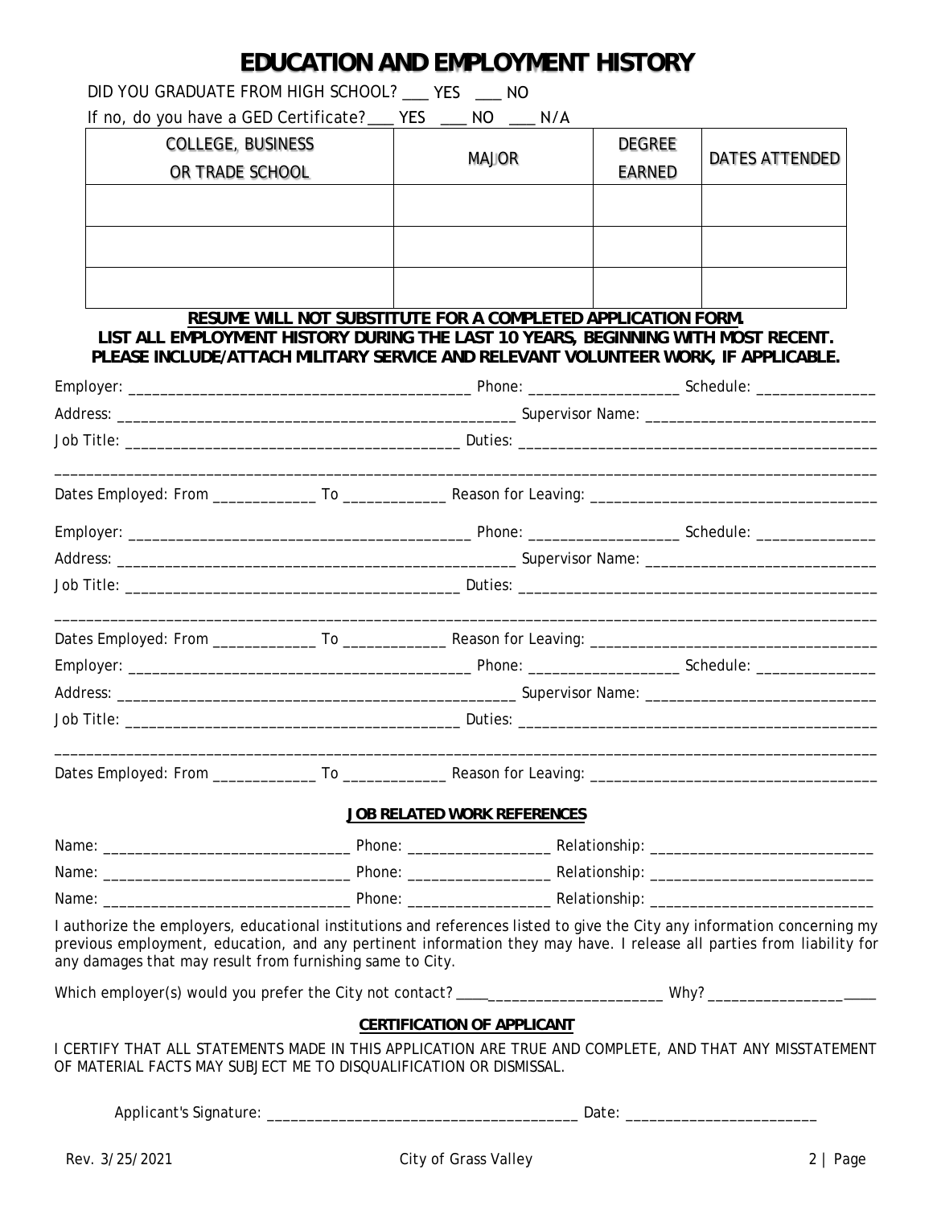# EDUCATION AND EMPLOYMENT HISTORY

DID YOU GRADUATE FROM HIGH SCHOOL? ___ YES ___ NO

If no, do you have a GED Certificate? ___ YES ___ NO ___ N/A

| COLLEGE, BUSINESS OR TRADE SCHOOL | MAJOR | DEGREE EARNED | DATES ATTENDED |
|---|---|---|---|
| | | | |
| | | | |
| | | | |

**RESUME WILL NOT SUBSTITUTE FOR A COMPLETED APPLICATION FORM.**
**LIST ALL EMPLOYMENT HISTORY DURING THE LAST 10 YEARS, BEGINNING WITH MOST RECENT.**
**PLEASE INCLUDE/ATTACH MILITARY SERVICE AND RELEVANT VOLUNTEER WORK, IF APPLICABLE.**

Employer: ___________________________________________ Phone: __________________ Schedule: _______________

Address: ___________________________________________________ Supervisor Name: ______________________________

Job Title: __________________________________________ Duties: _______________________________________________

_____________________________________________________________________________________________________________

Dates Employed: From _____________ To _____________ Reason for Leaving: ____________________________________

Employer: ___________________________________________ Phone: __________________ Schedule: _______________

Address: ___________________________________________________ Supervisor Name: ______________________________

Job Title: __________________________________________ Duties: _______________________________________________

_____________________________________________________________________________________________________________

Dates Employed: From _____________ To _____________ Reason for Leaving: ____________________________________

Employer: ___________________________________________ Phone: __________________ Schedule: _______________

Address: ___________________________________________________ Supervisor Name: ______________________________

Job Title: __________________________________________ Duties: _______________________________________________

_____________________________________________________________________________________________________________

Dates Employed: From _____________ To _____________ Reason for Leaving: ____________________________________

## JOB RELATED WORK REFERENCES

Name: _______________________________ Phone: _________________ Relationship: ____________________________

Name: _______________________________ Phone: _________________ Relationship: ____________________________

Name: _______________________________ Phone: _________________ Relationship: ____________________________

I authorize the employers, educational institutions and references listed to give the City any information concerning my previous employment, education, and any pertinent information they may have. I release all parties from liability for any damages that may result from furnishing same to City.

Which employer(s) would you prefer the City not contact? ___________________________ Why? ______________________

## CERTIFICATION OF APPLICANT

I CERTIFY THAT ALL STATEMENTS MADE IN THIS APPLICATION ARE TRUE AND COMPLETE, AND THAT ANY MISSTATEMENT OF MATERIAL FACTS MAY SUBJECT ME TO DISQUALIFICATION OR DISMISSAL.

Applicant's Signature: _______________________________________ Date: ________________________

Rev. 3/25/2021 City of Grass Valley